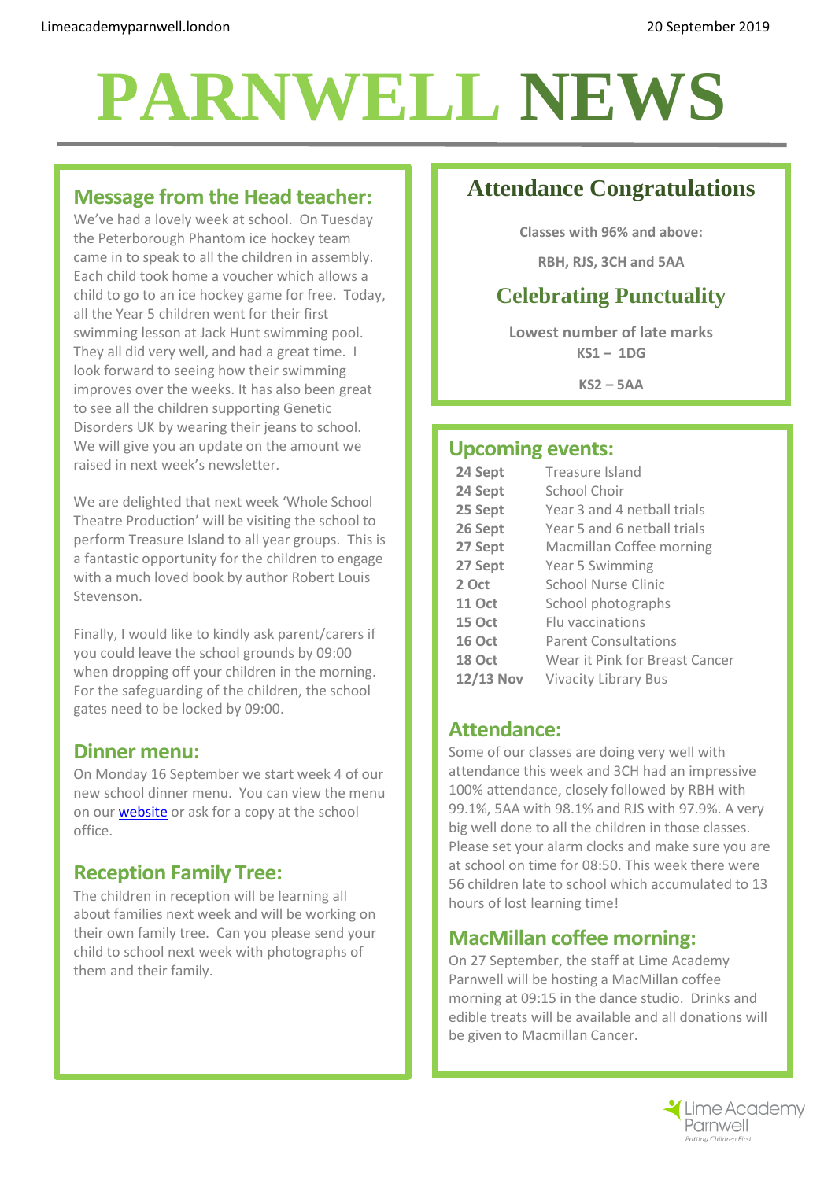Limeacademyparnwell.london

20 September 2019

# PARNWELL NEWS

## Message from the Head teacher:

We've had a lovely week at school. On Tuesday the Peterborough Phantom ice hockey team came in to speak to all the children in assembly. Each child took home a voucher which allows a child to go to an ice hockey game for free. Today, all the Year 5 children went for their first swimming lesson at Jack Hunt swimming pool. They all did very well, and had a great time. I look forward to seeing how their swimming improves over the weeks. It has also been great to see all the children supporting Genetic Disorders UK by wearing their jeans to school. We will give you an update on the amount we raised in next week's newsletter.

We are delighted that next week 'Whole School Theatre Production' will be visiting the school to perform Treasure Island to all year groups. This is a fantastic opportunity for the children to engage with a much loved book by author Robert Louis Stevenson.

Finally, I would like to kindly ask parent/carers if you could leave the school grounds by 09:00 when dropping off your children in the morning. For the safeguarding of the children, the school gates need to be locked by 09:00.

## Dinner menu:

On Monday 16 September we start week 4 of our new school dinner menu. You can view the menu on our website or ask for a copy at the school office.

## Reception Family Tree:

The children in reception will be learning all about families next week and will be working on their own family tree. Can you please send your child to school next week with photographs of them and their family.

## Attendance Congratulations

**Classes with 96% and above:**

**RBH, RJS, 3CH and 5AA**

## Celebrating Punctuality

**Lowest number of late marks**
**KS1 – 1DG**

**KS2 – 5AA**

## Upcoming events:

| | |
|---|---|
| **24 Sept** | Treasure Island |
| **24 Sept** | School Choir |
| **25 Sept** | Year 3 and 4 netball trials |
| **26 Sept** | Year 5 and 6 netball trials |
| **27 Sept** | Macmillan Coffee morning |
| **27 Sept** | Year 5 Swimming |
| **2 Oct** | School Nurse Clinic |
| **11 Oct** | School photographs |
| **15 Oct** | Flu vaccinations |
| **16 Oct** | Parent Consultations |
| **18 Oct** | Wear it Pink for Breast Cancer |
| **12/13 Nov** | Vivacity Library Bus |

## Attendance:

Some of our classes are doing very well with attendance this week and 3CH had an impressive 100% attendance, closely followed by RBH with 99.1%, 5AA with 98.1% and RJS with 97.9%. A very big well done to all the children in those classes. Please set your alarm clocks and make sure you are at school on time for 08:50. This week there were 56 children late to school which accumulated to 13 hours of lost learning time!

## MacMillan coffee morning:

On 27 September, the staff at Lime Academy Parnwell will be hosting a MacMillan coffee morning at 09:15 in the dance studio. Drinks and edible treats will be available and all donations will be given to Macmillan Cancer.

Lime Academy Parnwell
*Putting Children First*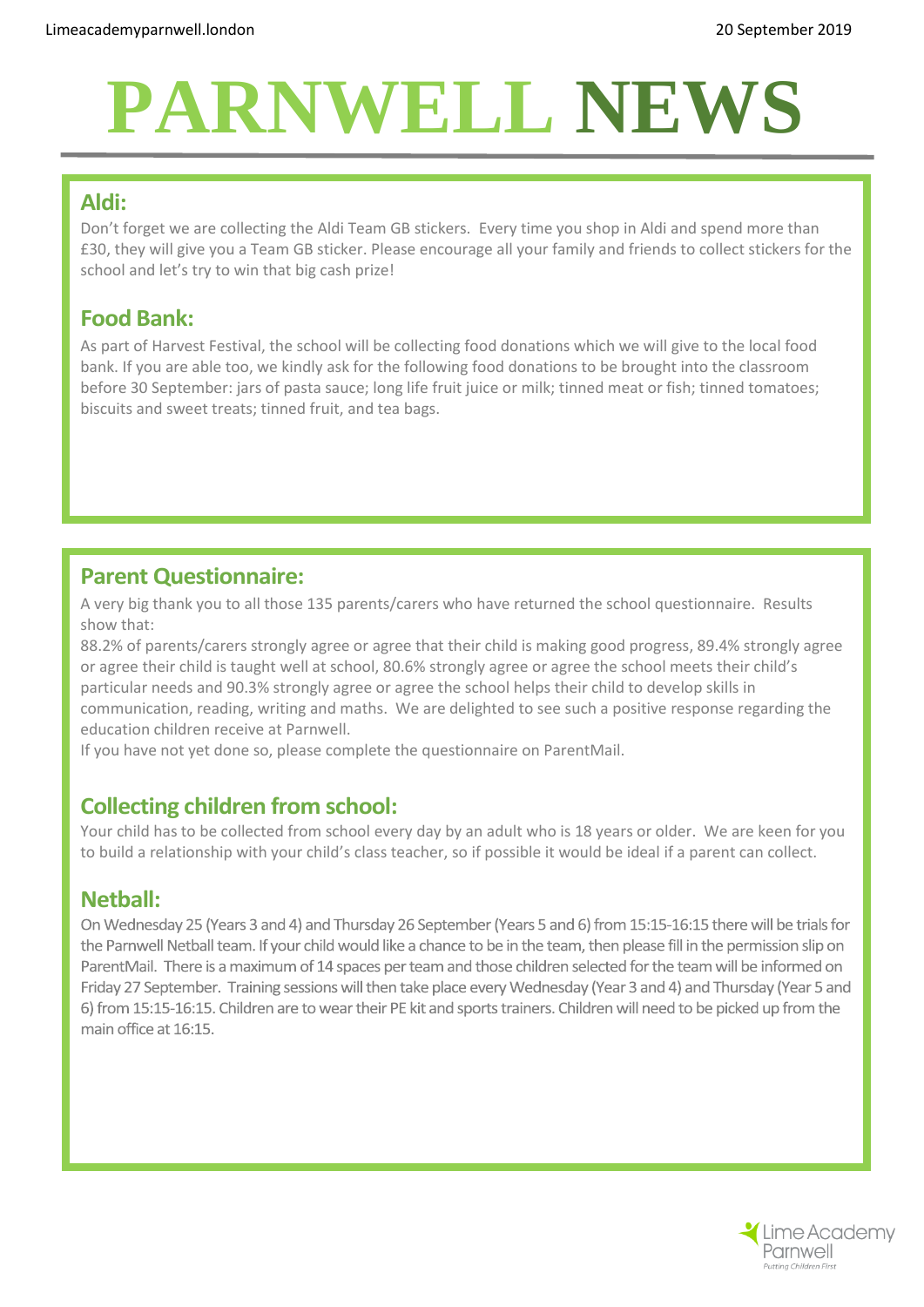# PARNWELL NEWS

## Aldi:

Don't forget we are collecting the Aldi Team GB stickers. Every time you shop in Aldi and spend more than £30, they will give you a Team GB sticker. Please encourage all your family and friends to collect stickers for the school and let's try to win that big cash prize!

## Food Bank:

As part of Harvest Festival, the school will be collecting food donations which we will give to the local food bank. If you are able too, we kindly ask for the following food donations to be brought into the classroom before 30 September: jars of pasta sauce; long life fruit juice or milk; tinned meat or fish; tinned tomatoes; biscuits and sweet treats; tinned fruit, and tea bags.

## Parent Questionnaire:

A very big thank you to all those 135 parents/carers who have returned the school questionnaire. Results show that:

88.2% of parents/carers strongly agree or agree that their child is making good progress, 89.4% strongly agree or agree their child is taught well at school, 80.6% strongly agree or agree the school meets their child's particular needs and 90.3% strongly agree or agree the school helps their child to develop skills in communication, reading, writing and maths. We are delighted to see such a positive response regarding the education children receive at Parnwell.

If you have not yet done so, please complete the questionnaire on ParentMail.

## Collecting children from school:

Your child has to be collected from school every day by an adult who is 18 years or older. We are keen for you to build a relationship with your child's class teacher, so if possible it would be ideal if a parent can collect.

## Netball:

On Wednesday 25 (Years 3 and 4) and Thursday 26 September (Years 5 and 6) from 15:15-16:15 there will be trials for the Parnwell Netball team. If your child would like a chance to be in the team, then please fill in the permission slip on ParentMail. There is a maximum of 14 spaces per team and those children selected for the team will be informed on Friday 27 September. Training sessions will then take place every Wednesday (Year 3 and 4) and Thursday (Year 5 and 6) from 15:15-16:15. Children are to wear their PE kit and sports trainers. Children will need to be picked up from the main office at 16:15.